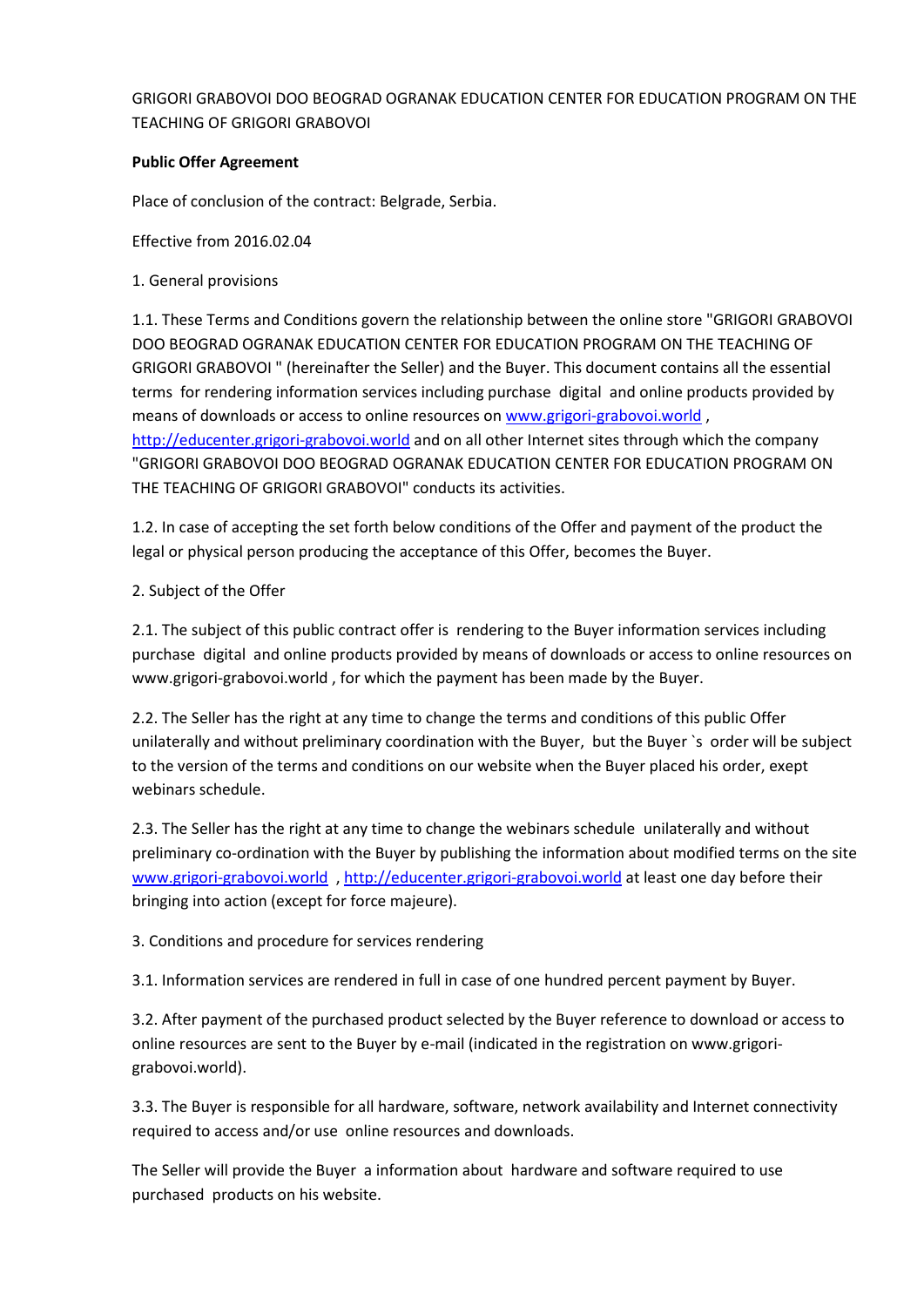GRIGORI GRABOVOI DOO BEOGRAD OGRANAK EDUCATION CENTER FOR EDUCATION PROGRAM ON THE TEACHING OF GRIGORI GRABOVOI

**Public Offer Agreement**

Place of conclusion of the contract: Belgrade, Serbia.

Effective from 2016.02.04

1. General provisions

1.1. These Terms and Conditions govern the relationship between the online store "GRIGORI GRABOVOI DOO BEOGRAD OGRANAK EDUCATION CENTER FOR EDUCATION PROGRAM ON THE TEACHING OF GRIGORI GRABOVOI " (hereinafter the Seller) and the Buyer. This document contains all the essential terms for rendering information services including purchase digital and online products provided by means of downloads or access to online resources on [www.grigori-grabovoi.world](www.grigori-grabovoi.world) , [http://educenter.grigori-grabovoi.world](http://educenter.grigori-grabovoi.world) and on all other Internet sites through which the company "GRIGORI GRABOVOI DOO BEOGRAD OGRANAK EDUCATION CENTER FOR EDUCATION PROGRAM ON THE TEACHING OF GRIGORI GRABOVOI" conducts its activities.

1.2. In case of accepting the set forth below conditions of the Offer and payment of the product the legal or physical person producing the acceptance of this Offer, becomes the Buyer.

2. Subject of the Offer

2.1. The subject of this public contract offer is rendering to the Buyer information services including purchase digital and online products provided by means of downloads or access to online resources on www.grigori-grabovoi.world , for which the payment has been made by the Buyer.

2.2. The Seller has the right at any time to change the terms and conditions of this public Offer unilaterally and without preliminary coordination with the Buyer, but the Buyer `s order will be subject to the version of the terms and conditions on our website when the Buyer placed his order, exept webinars schedule.

2.3. The Seller has the right at any time to change the webinars schedule unilaterally and without preliminary co-ordination with the Buyer by publishing the information about modified terms on the site [www.grigori-grabovoi.world](www.grigori-grabovoi.world) , [http://educenter.grigori-grabovoi.world](http://educenter.grigori-grabovoi.world) at least one day before their bringing into action (except for force majeure).

3. Conditions and procedure for services rendering

3.1. Information services are rendered in full in case of one hundred percent payment by Buyer.

3.2. After payment of the purchased product selected by the Buyer reference to download or access to online resources are sent to the Buyer by e-mail (indicated in the registration on www.grigori-grabovoi.world).

3.3. The Buyer is responsible for all hardware, software, network availability and Internet connectivity required to access and/or use online resources and downloads.

The Seller will provide the Buyer a information about hardware and software required to use purchased products on his website.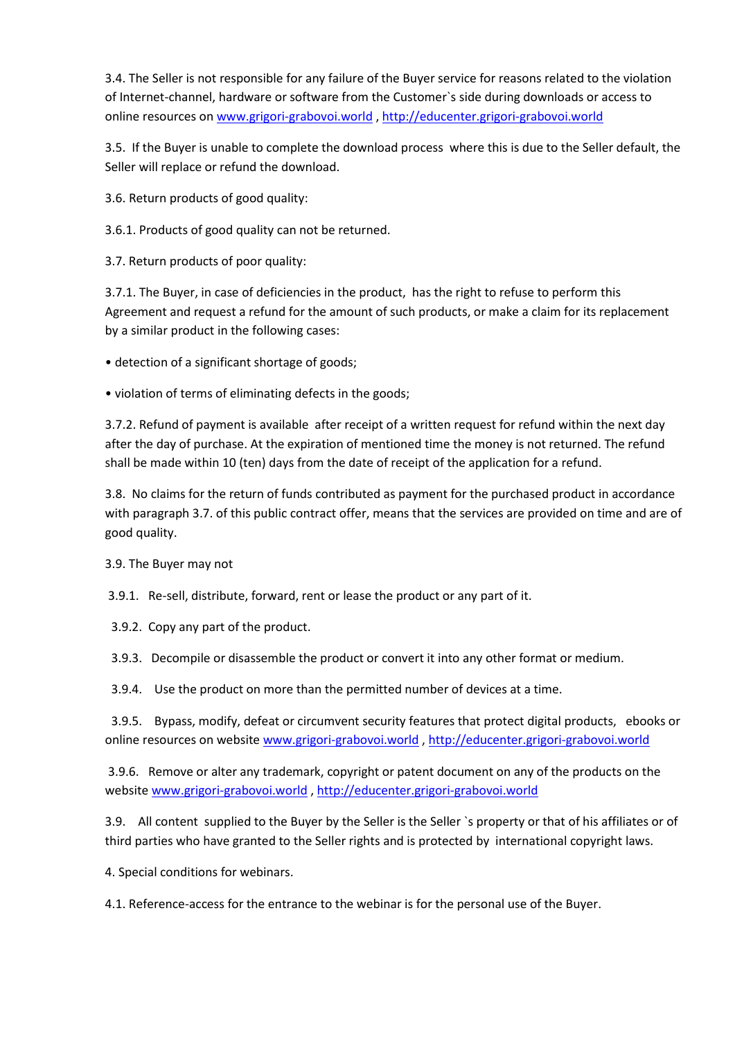3.4. The Seller is not responsible for any failure of the Buyer service for reasons related to the violation of Internet-channel, hardware or software from the Customer`s side during downloads or access to online resources on [www.grigori-grabovoi.world](www.grigori-grabovoi.world) , [http://educenter.grigori-grabovoi.world](http://educenter.grigori-grabovoi.world)

3.5. If the Buyer is unable to complete the download process where this is due to the Seller default, the Seller will replace or refund the download.

3.6. Return products of good quality:

3.6.1. Products of good quality can not be returned.

3.7. Return products of poor quality:

3.7.1. The Buyer, in case of deficiencies in the product, has the right to refuse to perform this Agreement and request a refund for the amount of such products, or make a claim for its replacement by a similar product in the following cases:

- detection of a significant shortage of goods;
- violation of terms of eliminating defects in the goods;

3.7.2. Refund of payment is available after receipt of a written request for refund within the next day after the day of purchase. At the expiration of mentioned time the money is not returned. The refund shall be made within 10 (ten) days from the date of receipt of the application for a refund.

3.8. No claims for the return of funds contributed as payment for the purchased product in accordance with paragraph 3.7. of this public contract offer, means that the services are provided on time and are of good quality.

3.9. The Buyer may not

3.9.1. Re-sell, distribute, forward, rent or lease the product or any part of it.

3.9.2. Copy any part of the product.

3.9.3. Decompile or disassemble the product or convert it into any other format or medium.

3.9.4. Use the product on more than the permitted number of devices at a time.

3.9.5. Bypass, modify, defeat or circumvent security features that protect digital products, ebooks or online resources on website [www.grigori-grabovoi.world](www.grigori-grabovoi.world) , [http://educenter.grigori-grabovoi.world](http://educenter.grigori-grabovoi.world)

3.9.6. Remove or alter any trademark, copyright or patent document on any of the products on the website [www.grigori-grabovoi.world](www.grigori-grabovoi.world) , [http://educenter.grigori-grabovoi.world](http://educenter.grigori-grabovoi.world)

3.9. All content supplied to the Buyer by the Seller is the Seller `s property or that of his affiliates or of third parties who have granted to the Seller rights and is protected by international copyright laws.

4. Special conditions for webinars.

4.1. Reference-access for the entrance to the webinar is for the personal use of the Buyer.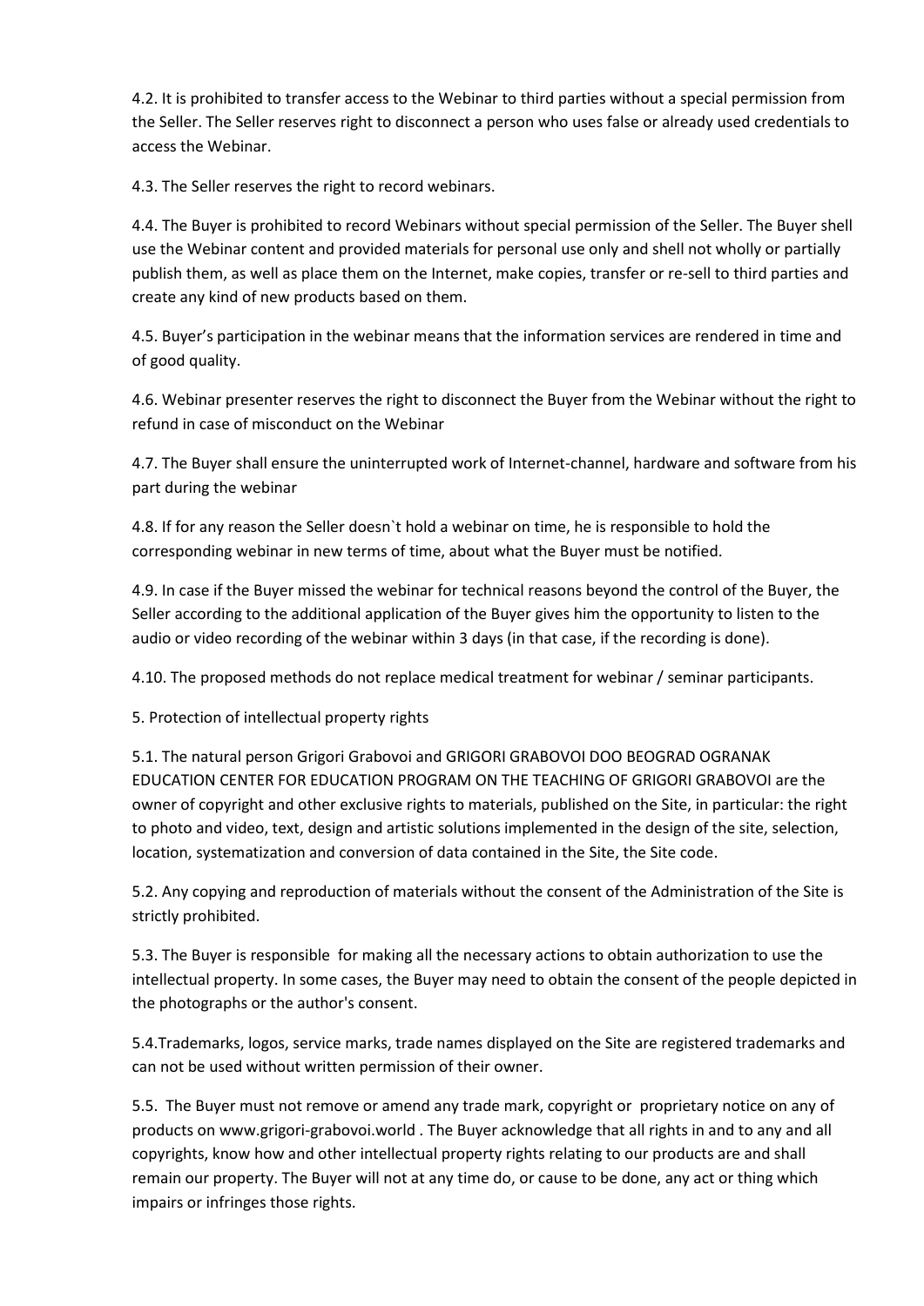4.2. It is prohibited to transfer access to the Webinar to third parties without a special permission from the Seller. The Seller reserves right to disconnect a person who uses false or already used credentials to access the Webinar.

4.3. The Seller reserves the right to record webinars.

4.4. The Buyer is prohibited to record Webinars without special permission of the Seller. The Buyer shell use the Webinar content and provided materials for personal use only and shell not wholly or partially publish them, as well as place them on the Internet, make copies, transfer or re-sell to third parties and create any kind of new products based on them.

4.5. Buyer's participation in the webinar means that the information services are rendered in time and of good quality.

4.6. Webinar presenter reserves the right to disconnect the Buyer from the Webinar without the right to refund in case of misconduct on the Webinar

4.7. The Buyer shall ensure the uninterrupted work of Internet-channel, hardware and software from his part during the webinar

4.8. If for any reason the Seller doesn`t hold a webinar on time, he is responsible to hold the corresponding webinar in new terms of time, about what the Buyer must be notified.

4.9. In case if the Buyer missed the webinar for technical reasons beyond the control of the Buyer, the Seller according to the additional application of the Buyer gives him the opportunity to listen to the audio or video recording of the webinar within 3 days (in that case, if the recording is done).

4.10. The proposed methods do not replace medical treatment for webinar / seminar participants.

5. Protection of intellectual property rights

5.1. The natural person Grigori Grabovoi and GRIGORI GRABOVOI DOO BEOGRAD OGRANAK EDUCATION CENTER FOR EDUCATION PROGRAM ON THE TEACHING OF GRIGORI GRABOVOI are the owner of copyright and other exclusive rights to materials, published on the Site, in particular: the right to photo and video, text, design and artistic solutions implemented in the design of the site, selection, location, systematization and conversion of data contained in the Site, the Site code.

5.2. Any copying and reproduction of materials without the consent of the Administration of the Site is strictly prohibited.

5.3. The Buyer is responsible for making all the necessary actions to obtain authorization to use the intellectual property. In some cases, the Buyer may need to obtain the consent of the people depicted in the photographs or the author's consent.

5.4.Trademarks, logos, service marks, trade names displayed on the Site are registered trademarks and can not be used without written permission of their owner.

5.5. The Buyer must not remove or amend any trade mark, copyright or proprietary notice on any of products on www.grigori-grabovoi.world . The Buyer acknowledge that all rights in and to any and all copyrights, know how and other intellectual property rights relating to our products are and shall remain our property. The Buyer will not at any time do, or cause to be done, any act or thing which impairs or infringes those rights.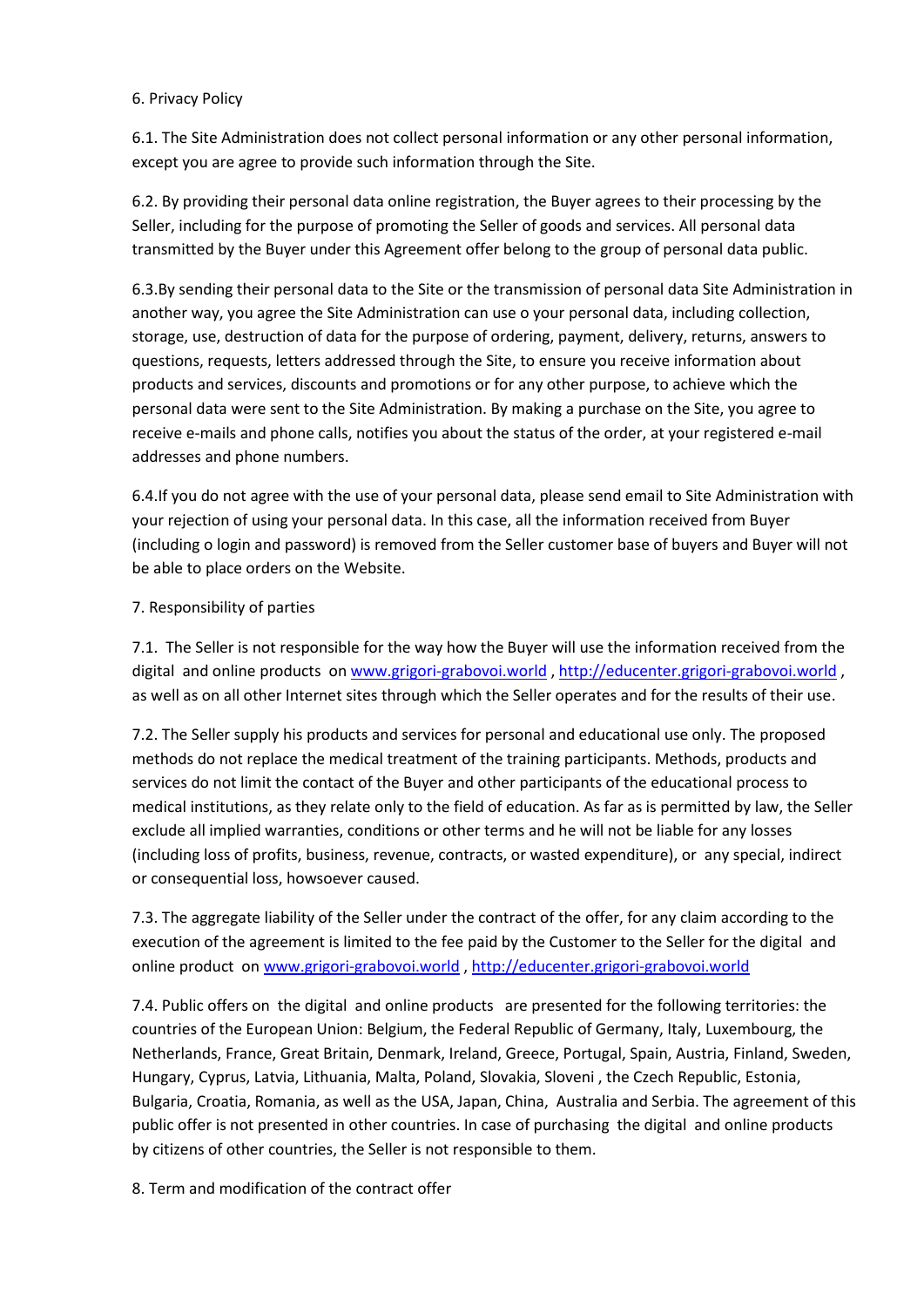## 6. Privacy Policy

6.1. The Site Administration does not collect personal information or any other personal information, except you are agree to provide such information through the Site.

6.2. By providing their personal data online registration, the Buyer agrees to their processing by the Seller, including for the purpose of promoting the Seller of goods and services. All personal data transmitted by the Buyer under this Agreement offer belong to the group of personal data public.

6.3.By sending their personal data to the Site or the transmission of personal data Site Administration in another way, you agree the Site Administration can use o your personal data, including collection, storage, use, destruction of data for the purpose of ordering, payment, delivery, returns, answers to questions, requests, letters addressed through the Site, to ensure you receive information about products and services, discounts and promotions or for any other purpose, to achieve which the personal data were sent to the Site Administration. By making a purchase on the Site, you agree to receive e-mails and phone calls, notifies you about the status of the order, at your registered e-mail addresses and phone numbers.

6.4.If you do not agree with the use of your personal data, please send email to Site Administration with your rejection of using your personal data. In this case, all the information received from Buyer (including o login and password) is removed from the Seller customer base of buyers and Buyer will not be able to place orders on the Website.

## 7. Responsibility of parties

7.1. The Seller is not responsible for the way how the Buyer will use the information received from the digital and online products on www.grigori-grabovoi.world , http://educenter.grigori-grabovoi.world , as well as on all other Internet sites through which the Seller operates and for the results of their use.

7.2. The Seller supply his products and services for personal and educational use only. The proposed methods do not replace the medical treatment of the training participants. Methods, products and services do not limit the contact of the Buyer and other participants of the educational process to medical institutions, as they relate only to the field of education. As far as is permitted by law, the Seller exclude all implied warranties, conditions or other terms and he will not be liable for any losses (including loss of profits, business, revenue, contracts, or wasted expenditure), or any special, indirect or consequential loss, howsoever caused.

7.3. The aggregate liability of the Seller under the contract of the offer, for any claim according to the execution of the agreement is limited to the fee paid by the Customer to the Seller for the digital and online product on www.grigori-grabovoi.world , http://educenter.grigori-grabovoi.world

7.4. Public offers on the digital and online products are presented for the following territories: the countries of the European Union: Belgium, the Federal Republic of Germany, Italy, Luxembourg, the Netherlands, France, Great Britain, Denmark, Ireland, Greece, Portugal, Spain, Austria, Finland, Sweden, Hungary, Cyprus, Latvia, Lithuania, Malta, Poland, Slovakia, Sloveni , the Czech Republic, Estonia, Bulgaria, Croatia, Romania, as well as the USA, Japan, China, Australia and Serbia. The agreement of this public offer is not presented in other countries. In case of purchasing the digital and online products by citizens of other countries, the Seller is not responsible to them.

## 8. Term and modification of the contract offer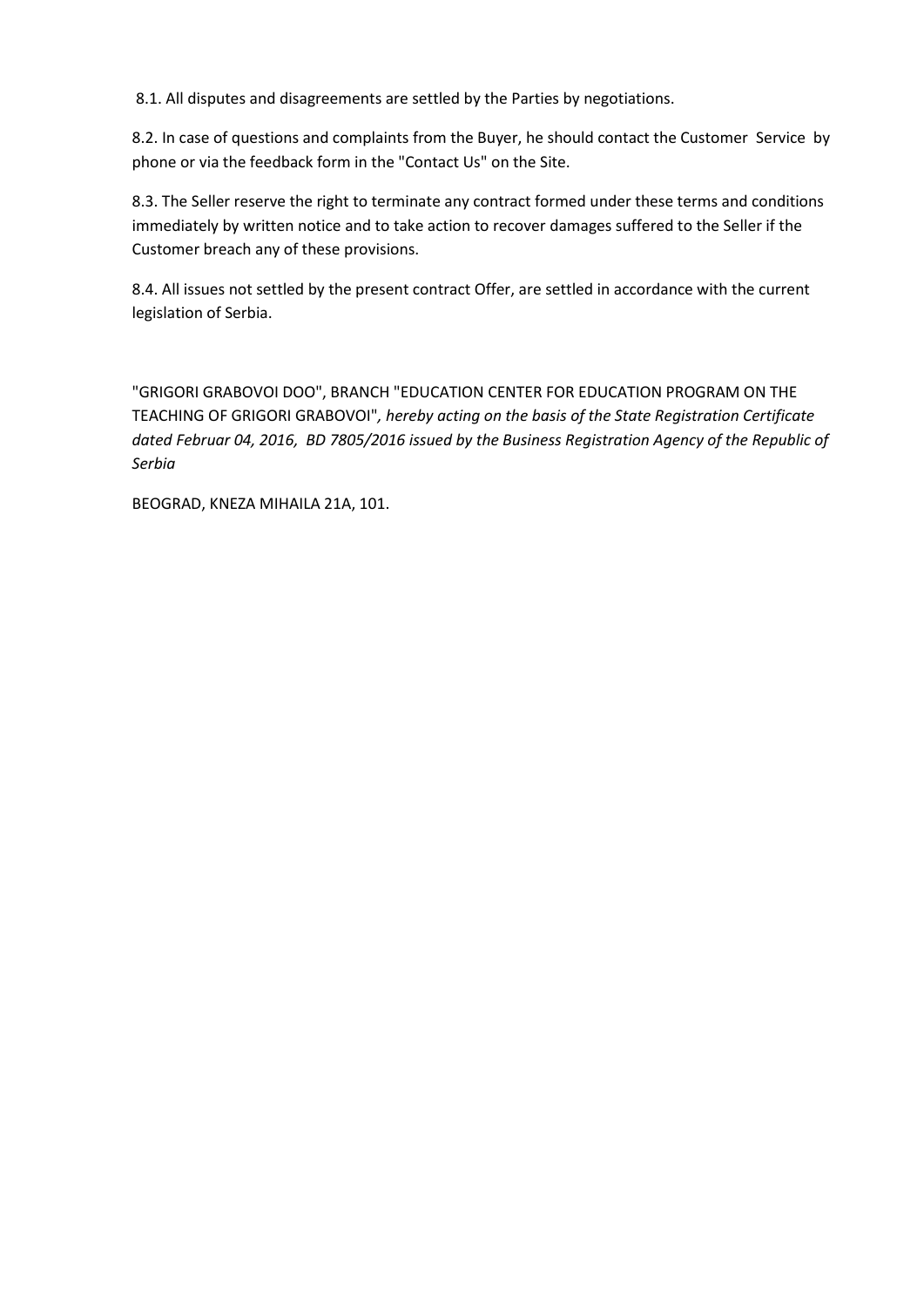8.1. All disputes and disagreements are settled by the Parties by negotiations.

8.2. In case of questions and complaints from the Buyer, he should contact the Customer Service by phone or via the feedback form in the "Contact Us" on the Site.

8.3. The Seller reserve the right to terminate any contract formed under these terms and conditions immediately by written notice and to take action to recover damages suffered to the Seller if the Customer breach any of these provisions.

8.4. All issues not settled by the present contract Offer, are settled in accordance with the current legislation of Serbia.

"GRIGORI GRABOVOI DOO", BRANCH "EDUCATION CENTER FOR EDUCATION PROGRAM ON THE TEACHING OF GRIGORI GRABOVOI"*, hereby acting on the basis of the State Registration Certificate dated Februar 04, 2016, BD 7805/2016 issued by the Business Registration Agency of the Republic of Serbia*

BEOGRAD, KNEZA MIHAILA 21A, 101.